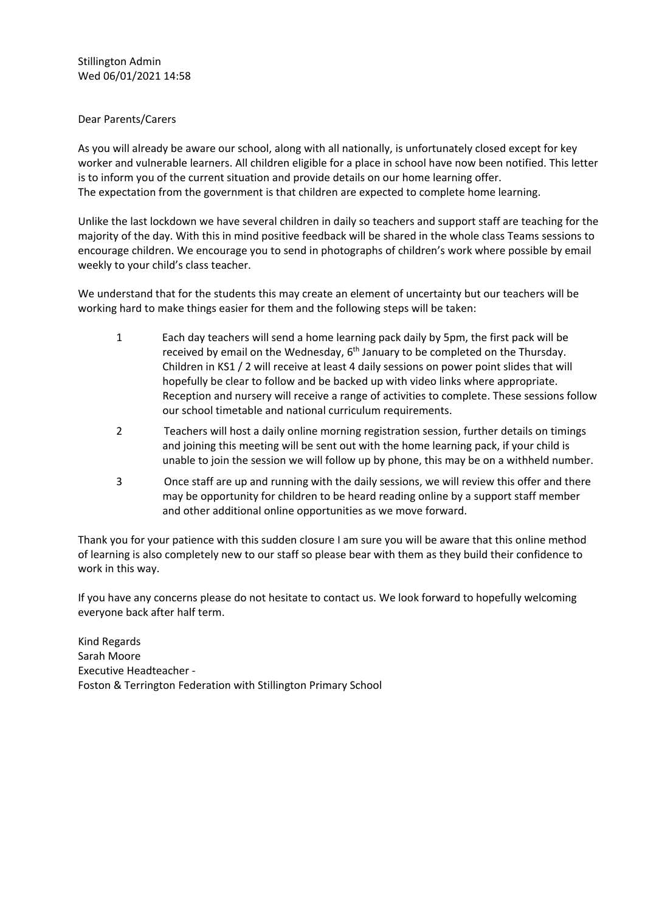Stillington Admin
Wed 06/01/2021 14:58

Dear Parents/Carers

As you will already be aware our school, along with all nationally, is unfortunately closed except for key worker and vulnerable learners. All children eligible for a place in school have now been notified. This letter is to inform you of the current situation and provide details on our home learning offer.
The expectation from the government is that children are expected to complete home learning.

Unlike the last lockdown we have several children in daily so teachers and support staff are teaching for the majority of the day. With this in mind positive feedback will be shared in the whole class Teams sessions to encourage children. We encourage you to send in photographs of children's work where possible by email weekly to your child's class teacher.

We understand that for the students this may create an element of uncertainty but our teachers will be working hard to make things easier for them and the following steps will be taken:

1. Each day teachers will send a home learning pack daily by 5pm, the first pack will be received by email on the Wednesday, 6th January to be completed on the Thursday. Children in KS1 / 2 will receive at least 4 daily sessions on power point slides that will hopefully be clear to follow and be backed up with video links where appropriate. Reception and nursery will receive a range of activities to complete. These sessions follow our school timetable and national curriculum requirements.
2. Teachers will host a daily online morning registration session, further details on timings and joining this meeting will be sent out with the home learning pack, if your child is unable to join the session we will follow up by phone, this may be on a withheld number.
3. Once staff are up and running with the daily sessions, we will review this offer and there may be opportunity for children to be heard reading online by a support staff member and other additional online opportunities as we move forward.

Thank you for your patience with this sudden closure I am sure you will be aware that this online method of learning is also completely new to our staff so please bear with them as they build their confidence to work in this way.

If you have any concerns please do not hesitate to contact us. We look forward to hopefully welcoming everyone back after half term.

Kind Regards
Sarah Moore
Executive Headteacher -
Foston & Terrington Federation with Stillington Primary School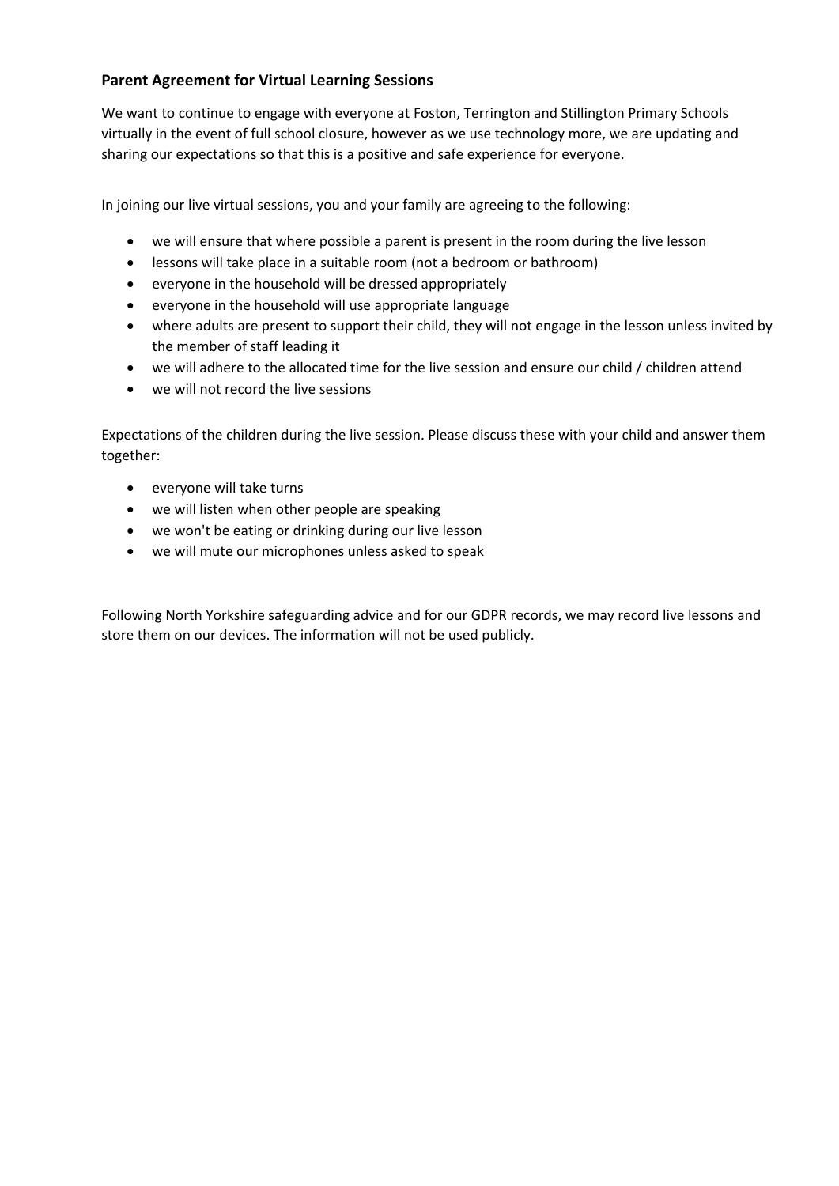**Parent Agreement for Virtual Learning Sessions**

We want to continue to engage with everyone at Foston, Terrington and Stillington Primary Schools virtually in the event of full school closure, however as we use technology more, we are updating and sharing our expectations so that this is a positive and safe experience for everyone.

In joining our live virtual sessions, you and your family are agreeing to the following:

- we will ensure that where possible a parent is present in the room during the live lesson
- lessons will take place in a suitable room (not a bedroom or bathroom)
- everyone in the household will be dressed appropriately
- everyone in the household will use appropriate language
- where adults are present to support their child, they will not engage in the lesson unless invited by the member of staff leading it
- we will adhere to the allocated time for the live session and ensure our child / children attend
- we will not record the live sessions

Expectations of the children during the live session. Please discuss these with your child and answer them together:

- everyone will take turns
- we will listen when other people are speaking
- we won't be eating or drinking during our live lesson
- we will mute our microphones unless asked to speak

Following North Yorkshire safeguarding advice and for our GDPR records, we may record live lessons and store them on our devices. The information will not be used publicly.